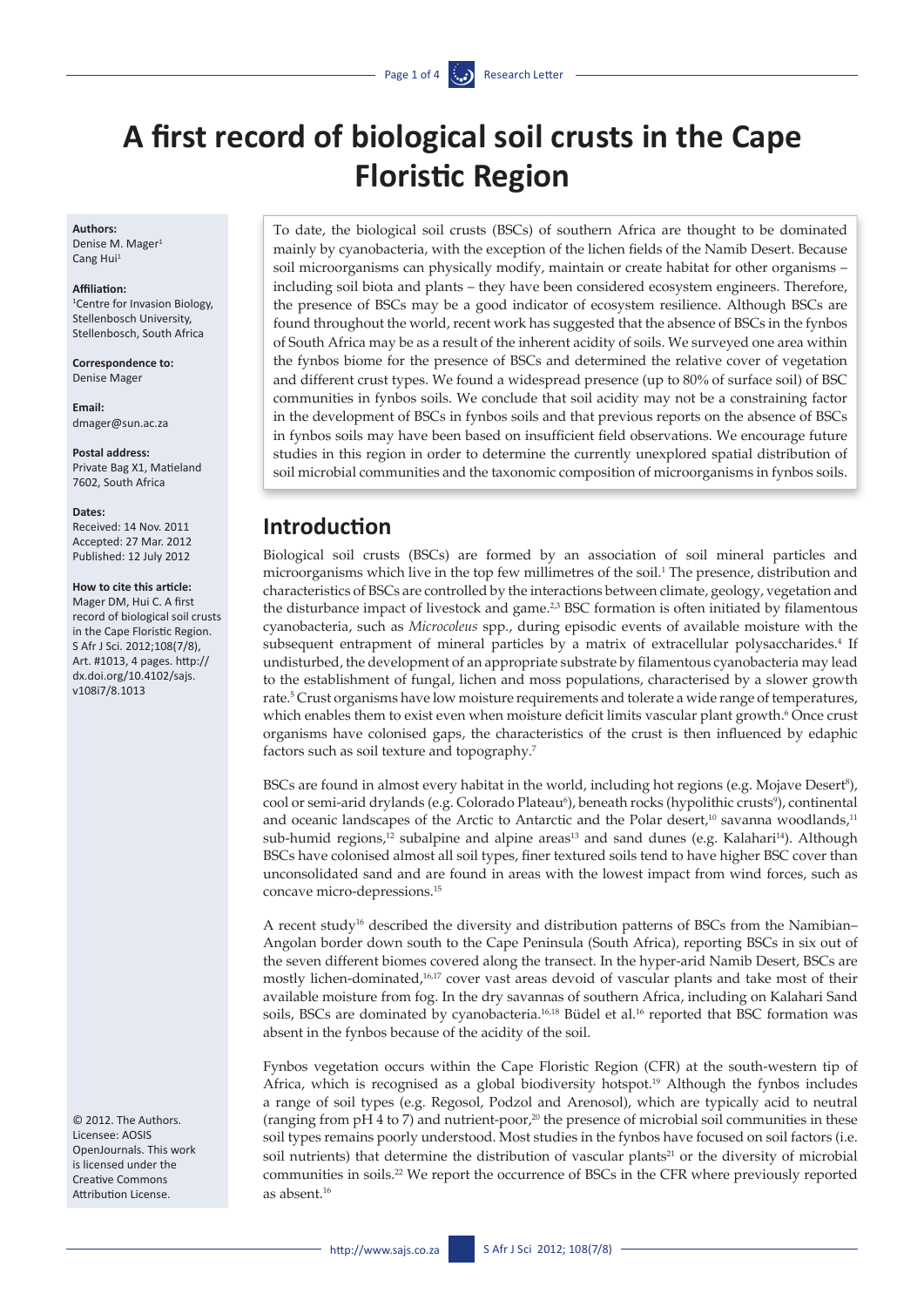# A first record of biological soil crusts in the Cape Floristic Region

**Authors:**
Denise M. Mager[1]
Cang Hui[1]

**Affiliation:**
[1]Centre for Invasion Biology, Stellenbosch University, Stellenbosch, South Africa

**Correspondence to:**
Denise Mager

**Email:**
dmager@sun.ac.za

**Postal address:**
Private Bag X1, Matieland 7602, South Africa

**Dates:**
Received: 14 Nov. 2011
Accepted: 27 Mar. 2012
Published: 12 July 2012

**How to cite this article:**
Mager DM, Hui C. A first record of biological soil crusts in the Cape Floristic Region. S Afr J Sci. 2012;108(7/8), Art. #1013, 4 pages. http://dx.doi.org/10.4102/sajs.v108i7/8.1013

© 2012. The Authors. Licensee: AOSIS OpenJournals. This work is licensed under the Creative Commons Attribution License.

To date, the biological soil crusts (BSCs) of southern Africa are thought to be dominated mainly by cyanobacteria, with the exception of the lichen fields of the Namib Desert. Because soil microorganisms can physically modify, maintain or create habitat for other organisms – including soil biota and plants – they have been considered ecosystem engineers. Therefore, the presence of BSCs may be a good indicator of ecosystem resilience. Although BSCs are found throughout the world, recent work has suggested that the absence of BSCs in the fynbos of South Africa may be as a result of the inherent acidity of soils. We surveyed one area within the fynbos biome for the presence of BSCs and determined the relative cover of vegetation and different crust types. We found a widespread presence (up to 80% of surface soil) of BSC communities in fynbos soils. We conclude that soil acidity may not be a constraining factor in the development of BSCs in fynbos soils and that previous reports on the absence of BSCs in fynbos soils may have been based on insufficient field observations. We encourage future studies in this region in order to determine the currently unexplored spatial distribution of soil microbial communities and the taxonomic composition of microorganisms in fynbos soils.

## Introduction

Biological soil crusts (BSCs) are formed by an association of soil mineral particles and microorganisms which live in the top few millimetres of the soil.[1] The presence, distribution and characteristics of BSCs are controlled by the interactions between climate, geology, vegetation and the disturbance impact of livestock and game.[2,3] BSC formation is often initiated by filamentous cyanobacteria, such as *Microcoleus* spp., during episodic events of available moisture with the subsequent entrapment of mineral particles by a matrix of extracellular polysaccharides.[4] If undisturbed, the development of an appropriate substrate by filamentous cyanobacteria may lead to the establishment of fungal, lichen and moss populations, characterised by a slower growth rate.[5] Crust organisms have low moisture requirements and tolerate a wide range of temperatures, which enables them to exist even when moisture deficit limits vascular plant growth.[6] Once crust organisms have colonised gaps, the characteristics of the crust is then influenced by edaphic factors such as soil texture and topography.[7]

BSCs are found in almost every habitat in the world, including hot regions (e.g. Mojave Desert[8]), cool or semi-arid drylands (e.g. Colorado Plateau[6]), beneath rocks (hypolithic crusts[9]), continental and oceanic landscapes of the Arctic to Antarctic and the Polar desert,[10] savanna woodlands,[11] sub-humid regions,[12] subalpine and alpine areas[13] and sand dunes (e.g. Kalahari[14]). Although BSCs have colonised almost all soil types, finer textured soils tend to have higher BSC cover than unconsolidated sand and are found in areas with the lowest impact from wind forces, such as concave micro-depressions.[15]

A recent study[16] described the diversity and distribution patterns of BSCs from the Namibian–Angolan border down south to the Cape Peninsula (South Africa), reporting BSCs in six out of the seven different biomes covered along the transect. In the hyper-arid Namib Desert, BSCs are mostly lichen-dominated,[16,17] cover vast areas devoid of vascular plants and take most of their available moisture from fog. In the dry savannas of southern Africa, including on Kalahari Sand soils, BSCs are dominated by cyanobacteria.[16,18] Büdel et al.[16] reported that BSC formation was absent in the fynbos because of the acidity of the soil.

Fynbos vegetation occurs within the Cape Floristic Region (CFR) at the south-western tip of Africa, which is recognised as a global biodiversity hotspot.[19] Although the fynbos includes a range of soil types (e.g. Regosol, Podzol and Arenosol), which are typically acid to neutral (ranging from pH 4 to 7) and nutrient-poor,[20] the presence of microbial soil communities in these soil types remains poorly understood. Most studies in the fynbos have focused on soil factors (i.e. soil nutrients) that determine the distribution of vascular plants[21] or the diversity of microbial communities in soils.[22] We report the occurrence of BSCs in the CFR where previously reported as absent.[16]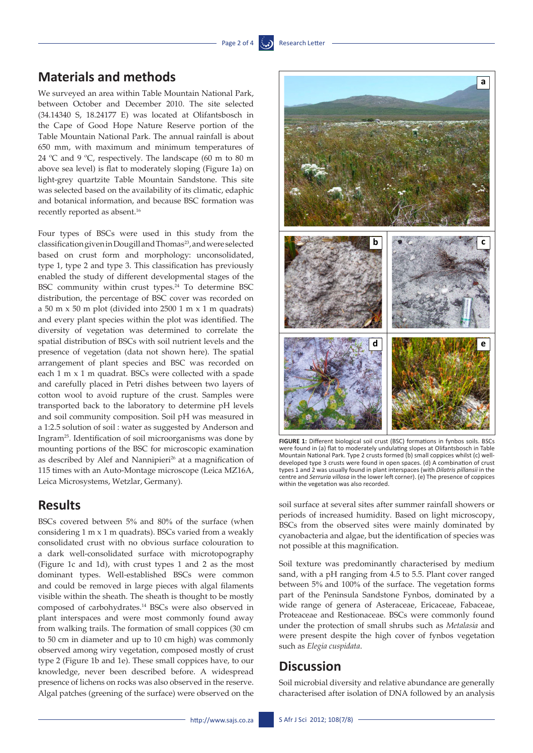## Materials and methods

We surveyed an area within Table Mountain National Park, between October and December 2010. The site selected (34.14340 S, 18.24177 E) was located at Olifantsbosch in the Cape of Good Hope Nature Reserve portion of the Table Mountain National Park. The annual rainfall is about 650 mm, with maximum and minimum temperatures of 24 ºC and 9 ºC, respectively. The landscape (60 m to 80 m above sea level) is flat to moderately sloping (Figure 1a) on light-grey quartzite Table Mountain Sandstone. This site was selected based on the availability of its climatic, edaphic and botanical information, and because BSC formation was recently reported as absent.[16]

Four types of BSCs were used in this study from the classification given in Dougill and Thomas[23], and were selected based on crust form and morphology: unconsolidated, type 1, type 2 and type 3. This classification has previously enabled the study of different developmental stages of the BSC community within crust types.[24] To determine BSC distribution, the percentage of BSC cover was recorded on a 50 m x 50 m plot (divided into 2500 1 m x 1 m quadrats) and every plant species within the plot was identified. The diversity of vegetation was determined to correlate the spatial distribution of BSCs with soil nutrient levels and the presence of vegetation (data not shown here). The spatial arrangement of plant species and BSC was recorded on each 1 m x 1 m quadrat. BSCs were collected with a spade and carefully placed in Petri dishes between two layers of cotton wool to avoid rupture of the crust. Samples were transported back to the laboratory to determine pH levels and soil community composition. Soil pH was measured in a 1:2.5 solution of soil : water as suggested by Anderson and Ingram[25]. Identification of soil microorganisms was done by mounting portions of the BSC for microscopic examination as described by Alef and Nannipieri[26] at a magnification of 115 times with an Auto-Montage microscope (Leica MZ16A, Leica Microsystems, Wetzlar, Germany).

## Results

BSCs covered between 5% and 80% of the surface (when considering 1 m x 1 m quadrats). BSCs varied from a weakly consolidated crust with no obvious surface colouration to a dark well-consolidated surface with microtopography (Figure 1c and 1d), with crust types 1 and 2 as the most dominant types. Well-established BSCs were common and could be removed in large pieces with algal filaments visible within the sheath. The sheath is thought to be mostly composed of carbohydrates.[14] BSCs were also observed in plant interspaces and were most commonly found away from walking trails. The formation of small coppices (30 cm to 50 cm in diameter and up to 10 cm high) was commonly observed among wiry vegetation, composed mostly of crust type 2 (Figure 1b and 1e). These small coppices have, to our knowledge, never been described before. A widespread presence of lichens on rocks was also observed in the reserve. Algal patches (greening of the surface) were observed on the soil surface at several sites after summer rainfall showers or periods of increased humidity. Based on light microscopy, BSCs from the observed sites were mainly dominated by cyanobacteria and algae, but the identification of species was not possible at this magnification.

**FIGURE 1:** Different biological soil crust (BSC) formations in fynbos soils. BSCs were found in (a) flat to moderately undulating slopes at Olifantsbosch in Table Mountain National Park. Type 2 crusts formed (b) small coppices whilst (c) well-developed type 3 crusts were found in open spaces. (d) A combination of crust types 1 and 2 was usually found in plant interspaces (with *Dilatris pillansii* in the centre and *Serruria villosa* in the lower left corner). (e) The presence of coppices within the vegetation was also recorded.

Soil texture was predominantly characterised by medium sand, with a pH ranging from 4.5 to 5.5. Plant cover ranged between 5% and 100% of the surface. The vegetation forms part of the Peninsula Sandstone Fynbos, dominated by a wide range of genera of Asteraceae, Ericaceae, Fabaceae, Proteaceae and Restionaceae. BSCs were commonly found under the protection of small shrubs such as *Metalasia* and were present despite the high cover of fynbos vegetation such as *Elegia cuspidata*.

## Discussion

Soil microbial diversity and relative abundance are generally characterised after isolation of DNA followed by an analysis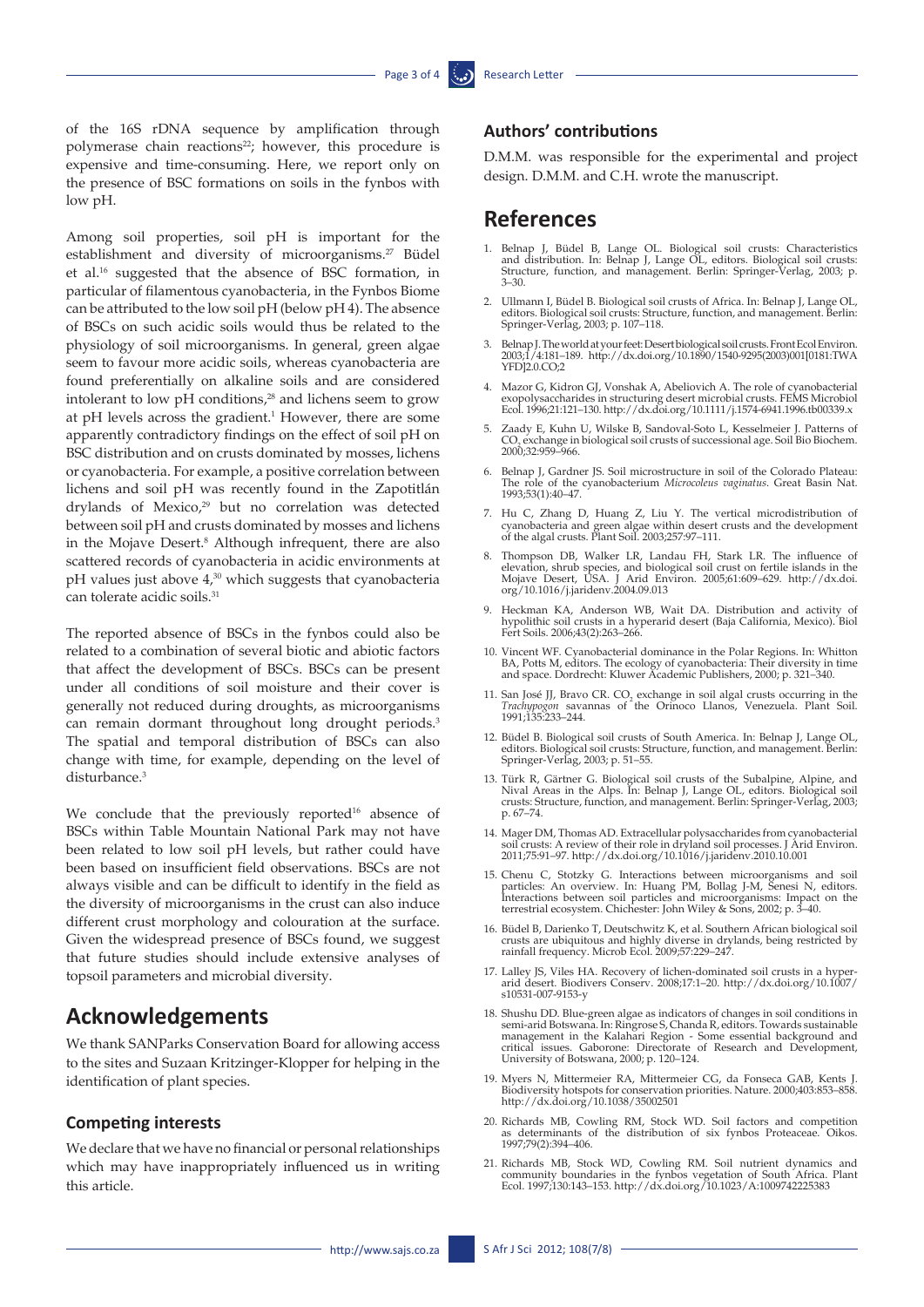of the 16S rDNA sequence by amplification through polymerase chain reactions[22]; however, this procedure is expensive and time-consuming. Here, we report only on the presence of BSC formations on soils in the fynbos with low pH.

Among soil properties, soil pH is important for the establishment and diversity of microorganisms.[27] Büdel et al.[16] suggested that the absence of BSC formation, in particular of filamentous cyanobacteria, in the Fynbos Biome can be attributed to the low soil pH (below pH 4). The absence of BSCs on such acidic soils would thus be related to the physiology of soil microorganisms. In general, green algae seem to favour more acidic soils, whereas cyanobacteria are found preferentially on alkaline soils and are considered intolerant to low pH conditions,[28] and lichens seem to grow at pH levels across the gradient.[1] However, there are some apparently contradictory findings on the effect of soil pH on BSC distribution and on crusts dominated by mosses, lichens or cyanobacteria. For example, a positive correlation between lichens and soil pH was recently found in the Zapotitlán drylands of Mexico,[29] but no correlation was detected between soil pH and crusts dominated by mosses and lichens in the Mojave Desert.[8] Although infrequent, there are also scattered records of cyanobacteria in acidic environments at pH values just above 4,[30] which suggests that cyanobacteria can tolerate acidic soils.[31]

The reported absence of BSCs in the fynbos could also be related to a combination of several biotic and abiotic factors that affect the development of BSCs. BSCs can be present under all conditions of soil moisture and their cover is generally not reduced during droughts, as microorganisms can remain dormant throughout long drought periods.[3] The spatial and temporal distribution of BSCs can also change with time, for example, depending on the level of disturbance.[3]

We conclude that the previously reported[16] absence of BSCs within Table Mountain National Park may not have been related to low soil pH levels, but rather could have been based on insufficient field observations. BSCs are not always visible and can be difficult to identify in the field as the diversity of microorganisms in the crust can also induce different crust morphology and colouration at the surface. Given the widespread presence of BSCs found, we suggest that future studies should include extensive analyses of topsoil parameters and microbial diversity.

# Acknowledgements

We thank SANParks Conservation Board for allowing access to the sites and Suzaan Kritzinger-Klopper for helping in the identification of plant species.

### Competing interests

We declare that we have no financial or personal relationships which may have inappropriately influenced us in writing this article.

### Authors' contributions

D.M.M. was responsible for the experimental and project design. D.M.M. and C.H. wrote the manuscript.

# References

1. Belnap J, Büdel B, Lange OL. Biological soil crusts: Characteristics and distribution. In: Belnap J, Lange OL, editors. Biological soil crusts: Structure, function, and management. Berlin: Springer-Verlag, 2003; p. 3–30.
2. Ullmann I, Büdel B. Biological soil crusts of Africa. In: Belnap J, Lange OL, editors. Biological soil crusts: Structure, function, and management. Berlin: Springer-Verlag, 2003; p. 107–118.
3. Belnap J. The world at your feet: Desert biological soil crusts. Front Ecol Environ. 2003;1/4:181–189. http://dx.doi.org/10.1890/1540-9295(2003)001[0181:TWAYFD]2.0.CO;2
4. Mazor G, Kidron GJ, Vonshak A, Abeliovich A. The role of cyanobacterial exopolysaccharides in structuring desert microbial crusts. FEMS Microbiol Ecol. 1996;21:121–130. http://dx.doi.org/10.1111/j.1574-6941.1996.tb00339.x
5. Zaady E, Kuhn U, Wilske B, Sandoval-Soto L, Kesselmeier J. Patterns of $CO_2$ exchange in biological soil crusts of successional age. Soil Bio Biochem. 2000;32:959–966.
6. Belnap J, Gardner JS. Soil microstructure in soil of the Colorado Plateau: The role of the cyanobacterium *Microcoleus vaginatus*. Great Basin Nat. 1993;53(1):40–47.
7. Hu C, Zhang D, Huang Z, Liu Y. The vertical microdistribution of cyanobacteria and green algae within desert crusts and the development of the algal crusts. Plant Soil. 2003;257:97–111.
8. Thompson DB, Walker LR, Landau FH, Stark LR. The influence of elevation, shrub species, and biological soil crust on fertile islands in the Mojave Desert, USA. J Arid Environ. 2005;61:609–629. http://dx.doi.org/10.1016/j.jaridenv.2004.09.013
9. Heckman KA, Anderson WB, Wait DA. Distribution and activity of hypolithic soil crusts in a hyperarid desert (Baja California, Mexico). Biol Fert Soils. 2006;43(2):263–266.
10. Vincent WF. Cyanobacterial dominance in the Polar Regions. In: Whitton BA, Potts M, editors. The ecology of cyanobacteria: Their diversity in time and space. Dordrecht: Kluwer Academic Publishers, 2000; p. 321–340.
11. San José JJ, Bravo CR. $CO_2$ exchange in soil algal crusts occurring in the *Trachypogon* savannas of the Orinoco Llanos, Venezuela. Plant Soil. 1991;135:233–244.
12. Büdel B. Biological soil crusts of South America. In: Belnap J, Lange OL, editors. Biological soil crusts: Structure, function, and management. Berlin: Springer-Verlag, 2003; p. 51–55.
13. Türk R, Gärtner G. Biological soil crusts of the Subalpine, Alpine, and Nival Areas in the Alps. In: Belnap J, Lange OL, editors. Biological soil crusts: Structure, function, and management. Berlin: Springer-Verlag, 2003; p. 67–74.
14. Mager DM, Thomas AD. Extracellular polysaccharides from cyanobacterial soil crusts: A review of their role in dryland soil processes. J Arid Environ. 2011;75:91–97. http://dx.doi.org/10.1016/j.jaridenv.2010.10.001
15. Chenu C, Stotzky G. Interactions between microorganisms and soil particles: An overview. In: Huang PM, Bollag J-M, Senesi N, editors. Interactions between soil particles and microorganisms: Impact on the terrestrial ecosystem. Chichester: John Wiley & Sons, 2002; p. 3–40.
16. Büdel B, Darienko T, Deutschwitz K, et al. Southern African biological soil crusts are ubiquitous and highly diverse in drylands, being restricted by rainfall frequency. Microb Ecol. 2009;57:229–247.
17. Lalley JS, Viles HA. Recovery of lichen-dominated soil crusts in a hyper-arid desert. Biodivers Conserv. 2008;17:1–20. http://dx.doi.org/10.1007/s10531-007-9153-y
18. Shushu DD. Blue-green algae as indicators of changes in soil conditions in semi-arid Botswana. In: Ringrose S, Chanda R, editors. Towards sustainable management in the Kalahari Region - Some essential background and critical issues. Gaborone: Directorate of Research and Development, University of Botswana, 2000; p. 120–124.
19. Myers N, Mittermeier RA, Mittermeier CG, da Fonseca GAB, Kents J. Biodiversity hotspots for conservation priorities. Nature. 2000;403:853–858. http://dx.doi.org/10.1038/35002501
20. Richards MB, Cowling RM, Stock WD. Soil factors and competition as determinants of the distribution of six fynbos Proteaceae. Oikos. 1997;79(2):394–406.
21. Richards MB, Stock WD, Cowling RM. Soil nutrient dynamics and community boundaries in the fynbos vegetation of South Africa. Plant Ecol. 1997;130:143–153. http://dx.doi.org/10.1023/A:1009742225383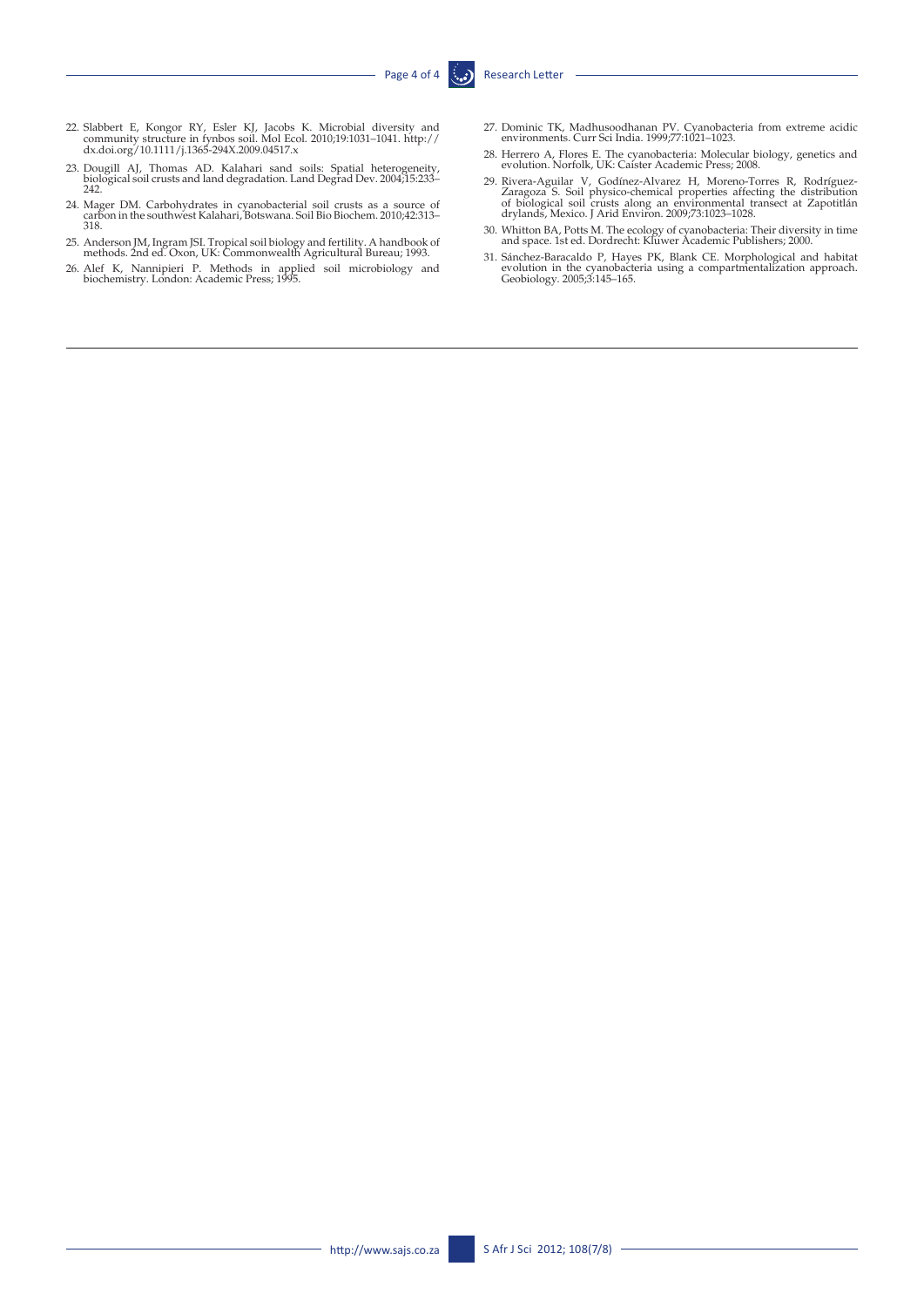22. Slabbert E, Kongor RY, Esler KJ, Jacobs K. Microbial diversity and community structure in fynbos soil. Mol Ecol. 2010;19:1031–1041. http://dx.doi.org/10.1111/j.1365-294X.2009.04517.x
23. Dougill AJ, Thomas AD. Kalahari sand soils: Spatial heterogeneity, biological soil crusts and land degradation. Land Degrad Dev. 2004;15:233–242.
24. Mager DM. Carbohydrates in cyanobacterial soil crusts as a source of carbon in the southwest Kalahari, Botswana. Soil Bio Biochem. 2010;42:313–318.
25. Anderson JM, Ingram JSI. Tropical soil biology and fertility. A handbook of methods. 2nd ed. Oxon, UK: Commonwealth Agricultural Bureau; 1993.
26. Alef K, Nannipieri P. Methods in applied soil microbiology and biochemistry. London: Academic Press; 1995.
27. Dominic TK, Madhusoodhanan PV. Cyanobacteria from extreme acidic environments. Curr Sci India. 1999;77:1021–1023.
28. Herrero A, Flores E. The cyanobacteria: Molecular biology, genetics and evolution. Norfolk, UK: Caister Academic Press; 2008.
29. Rivera-Aguilar V, Godínez-Alvarez H, Moreno-Torres R, Rodríguez-Zaragoza S. Soil physico-chemical properties affecting the distribution of biological soil crusts along an environmental transect at Zapotitlán drylands, Mexico. J Arid Environ. 2009;73:1023–1028.
30. Whitton BA, Potts M. The ecology of cyanobacteria: Their diversity in time and space. 1st ed. Dordrecht: Kluwer Academic Publishers; 2000.
31. Sánchez-Baracaldo P, Hayes PK, Blank CE. Morphological and habitat evolution in the cyanobacteria using a compartmentalization approach. Geobiology. 2005;3:145–165.